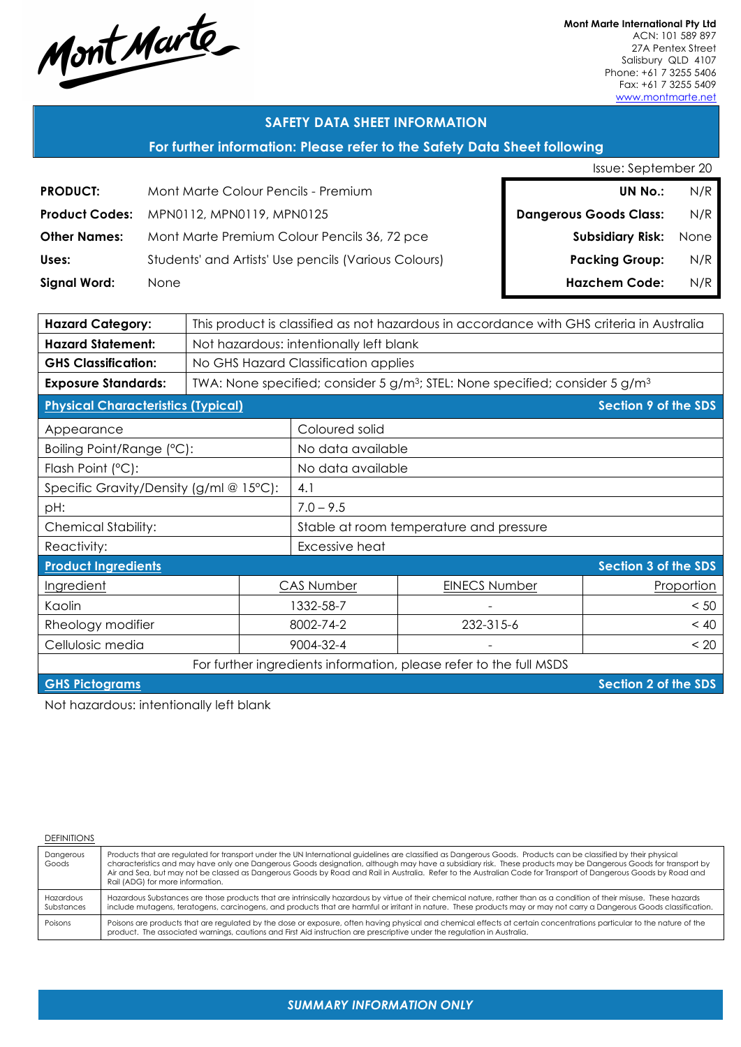Mont Marte

**Mont Marte International Pty Ltd**
ACN: 101 589 897
27A Pentex Street
Salisbury QLD 4107
Phone: +61 7 3255 5406
Fax: +61 7 3255 5409
www.montmarte.net

## SAFETY DATA SHEET INFORMATION

**For further information: Please refer to the Safety Data Sheet following**

Issue: September 20

| | |
|---|---|
| **PRODUCT:** | Mont Marte Colour Pencils - Premium |
| **Product Codes:** | MPN0112, MPN0119, MPN0125 |
| **Other Names:** | Mont Marte Premium Colour Pencils 36, 72 pce |
| **Uses:** | Students' and Artists' Use pencils (Various Colours) |
| **Signal Word:** | None |

| | |
|---|---|
| **UN No.:** | N/R |
| **Dangerous Goods Class:** | N/R |
| **Subsidiary Risk:** | None |
| **Packing Group:** | N/R |
| **Hazchem Code:** | N/R |

| | |
|---|---|
| **Hazard Category:** | This product is classified as not hazardous in accordance with GHS criteria in Australia |
| **Hazard Statement:** | Not hazardous: intentionally left blank |
| **GHS Classification:** | No GHS Hazard Classification applies |
| **Exposure Standards:** | TWA: None specified; consider 5 g/m³; STEL: None specified; consider 5 g/m³ |

### Physical Characteristics (Typical) — Section 9 of the SDS

| | |
|---|---|
| Appearance | Coloured solid |
| Boiling Point/Range (°C): | No data available |
| Flash Point (°C): | No data available |
| Specific Gravity/Density (g/ml @ 15°C): | 4.1 |
| pH: | 7.0 – 9.5 |
| Chemical Stability: | Stable at room temperature and pressure |
| Reactivity: | Excessive heat |

### Product Ingredients — Section 3 of the SDS

| Ingredient | CAS Number | EINECS Number | Proportion |
|---|---|---|---|
| Kaolin | 1332-58-7 | - | < 50 |
| Rheology modifier | 8002-74-2 | 232-315-6 | < 40 |
| Cellulosic media | 9004-32-4 | - | < 20 |

For further ingredients information, please refer to the full MSDS

### GHS Pictograms — Section 2 of the SDS

Not hazardous: intentionally left blank

DEFINITIONS

| | |
|---|---|
| Dangerous Goods | Products that are regulated for transport under the UN International guidelines are classified as Dangerous Goods. Products can be classified by their physical characteristics and may have only one Dangerous Goods designation, although may have a subsidiary risk. These products may be Dangerous Goods for transport by Air and Sea, but may not be classed as Dangerous Goods by Road and Rail in Australia. Refer to the Australian Code for Transport of Dangerous Goods by Road and Rail (ADG) for more information. |
| Hazardous Substances | Hazardous Substances are those products that are intrinsically hazardous by virtue of their chemical nature, rather than as a condition of their misuse. These hazards include mutagens, teratogens, carcinogens, and products that are harmful or irritant in nature. These products may or may not carry a Dangerous Goods classification. |
| Poisons | Poisons are products that are regulated by the dose or exposure, often having physical and chemical effects at certain concentrations particular to the nature of the product. The associated warnings, cautions and First Aid instruction are prescriptive under the regulation in Australia. |

*SUMMARY INFORMATION ONLY*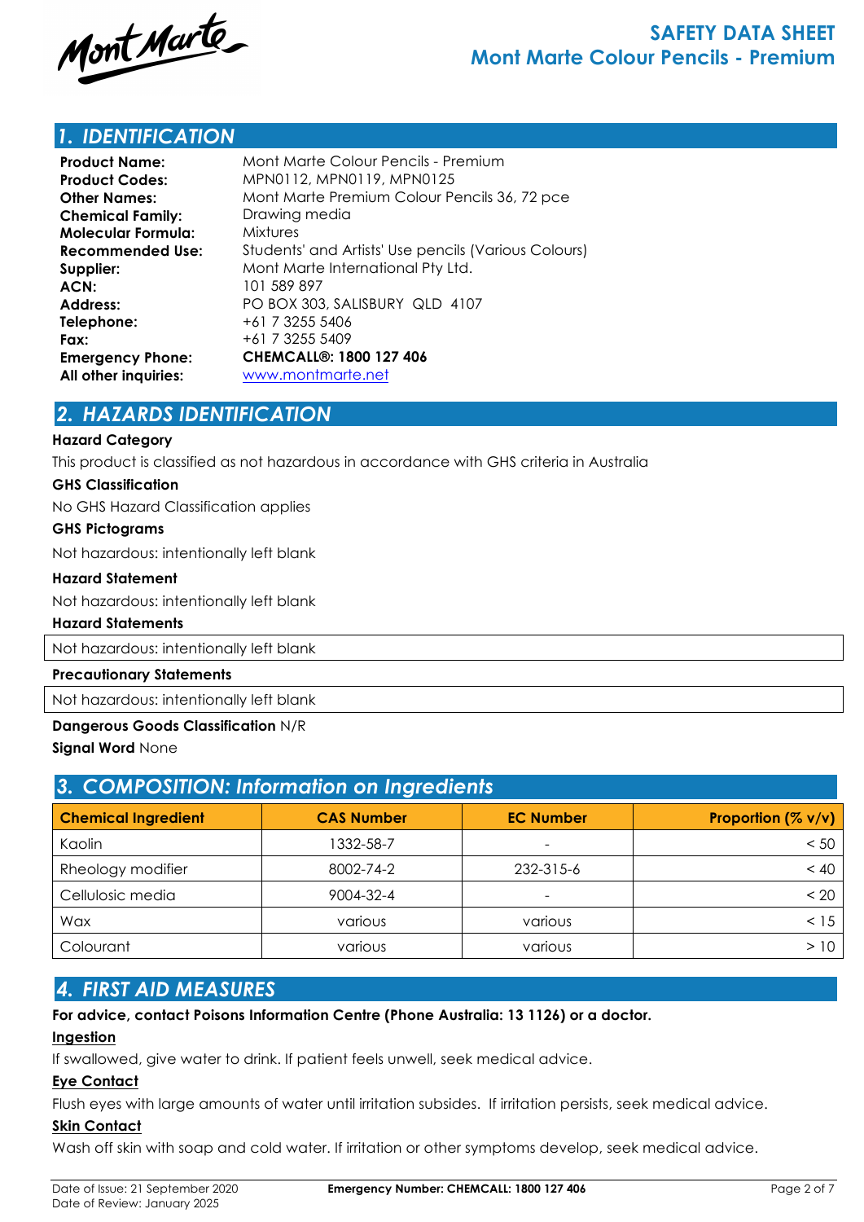# SAFETY DATA SHEET
# Mont Marte Colour Pencils - Premium

## 1. IDENTIFICATION

| | |
|---|---|
| **Product Name:** | Mont Marte Colour Pencils - Premium |
| **Product Codes:** | MPN0112, MPN0119, MPN0125 |
| **Other Names:** | Mont Marte Premium Colour Pencils 36, 72 pce |
| **Chemical Family:** | Drawing media |
| **Molecular Formula:** | Mixtures |
| **Recommended Use:** | Students' and Artists' Use pencils (Various Colours) |
| **Supplier:** | Mont Marte International Pty Ltd. |
| **ACN:** | 101 589 897 |
| **Address:** | PO BOX 303, SALISBURY QLD 4107 |
| **Telephone:** | +61 7 3255 5406 |
| **Fax:** | +61 7 3255 5409 |
| **Emergency Phone:** | **CHEMCALL®: 1800 127 406** |
| **All other inquiries:** | www.montmarte.net |

## 2. HAZARDS IDENTIFICATION

**Hazard Category**

This product is classified as not hazardous in accordance with GHS criteria in Australia

**GHS Classification**

No GHS Hazard Classification applies

**GHS Pictograms**

Not hazardous: intentionally left blank

**Hazard Statement**

Not hazardous: intentionally left blank

**Hazard Statements**

Not hazardous: intentionally left blank

**Precautionary Statements**

Not hazardous: intentionally left blank

**Dangerous Goods Classification** N/R

**Signal Word** None

## 3. COMPOSITION: Information on Ingredients

| Chemical Ingredient | CAS Number | EC Number | Proportion (% v/v) |
|---|---|---|---|
| Kaolin | 1332-58-7 | - | < 50 |
| Rheology modifier | 8002-74-2 | 232-315-6 | < 40 |
| Cellulosic media | 9004-32-4 | - | < 20 |
| Wax | various | various | < 15 |
| Colourant | various | various | > 10 |

## 4. FIRST AID MEASURES

**For advice, contact Poisons Information Centre (Phone Australia: 13 1126) or a doctor.**

**Ingestion**

If swallowed, give water to drink. If patient feels unwell, seek medical advice.

**Eye Contact**

Flush eyes with large amounts of water until irritation subsides. If irritation persists, seek medical advice.

**Skin Contact**

Wash off skin with soap and cold water. If irritation or other symptoms develop, seek medical advice.

Date of Issue: 21 September 2020
Date of Review: January 2025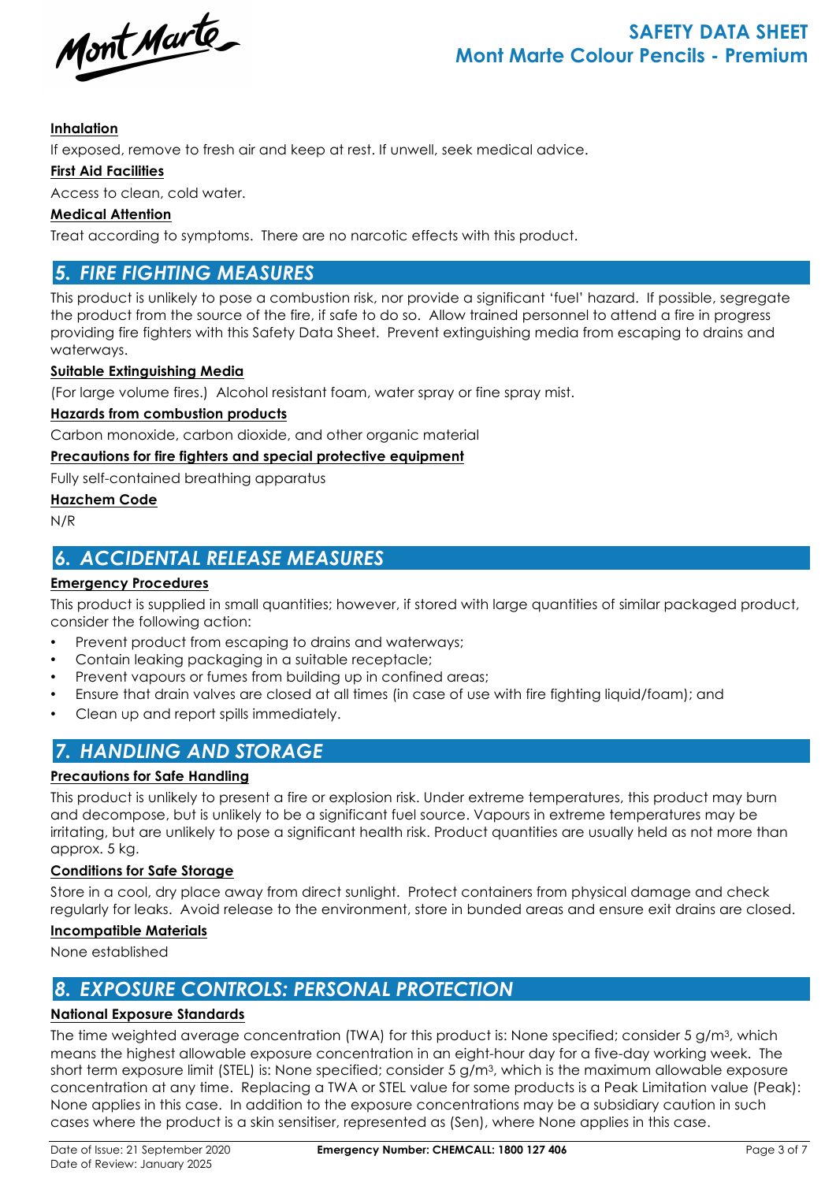**Inhalation**

If exposed, remove to fresh air and keep at rest. If unwell, seek medical advice.

**First Aid Facilities**

Access to clean, cold water.

**Medical Attention**

Treat according to symptoms. There are no narcotic effects with this product.

## 5. FIRE FIGHTING MEASURES

This product is unlikely to pose a combustion risk, nor provide a significant 'fuel' hazard. If possible, segregate the product from the source of the fire, if safe to do so. Allow trained personnel to attend a fire in progress providing fire fighters with this Safety Data Sheet. Prevent extinguishing media from escaping to drains and waterways.

**Suitable Extinguishing Media**

(For large volume fires.) Alcohol resistant foam, water spray or fine spray mist.

**Hazards from combustion products**

Carbon monoxide, carbon dioxide, and other organic material

**Precautions for fire fighters and special protective equipment**

Fully self-contained breathing apparatus

**Hazchem Code**

N/R

## 6. ACCIDENTAL RELEASE MEASURES

**Emergency Procedures**

This product is supplied in small quantities; however, if stored with large quantities of similar packaged product, consider the following action:

- Prevent product from escaping to drains and waterways;
- Contain leaking packaging in a suitable receptacle;
- Prevent vapours or fumes from building up in confined areas;
- Ensure that drain valves are closed at all times (in case of use with fire fighting liquid/foam); and
- Clean up and report spills immediately.

## 7. HANDLING AND STORAGE

**Precautions for Safe Handling**

This product is unlikely to present a fire or explosion risk. Under extreme temperatures, this product may burn and decompose, but is unlikely to be a significant fuel source. Vapours in extreme temperatures may be irritating, but are unlikely to pose a significant health risk. Product quantities are usually held as not more than approx. 5 kg.

**Conditions for Safe Storage**

Store in a cool, dry place away from direct sunlight. Protect containers from physical damage and check regularly for leaks. Avoid release to the environment, store in bunded areas and ensure exit drains are closed.

**Incompatible Materials**

None established

## 8. EXPOSURE CONTROLS: PERSONAL PROTECTION

**National Exposure Standards**

The time weighted average concentration (TWA) for this product is: None specified; consider 5 g/m$^3$, which means the highest allowable exposure concentration in an eight-hour day for a five-day working week. The short term exposure limit (STEL) is: None specified; consider 5 g/m$^3$, which is the maximum allowable exposure concentration at any time. Replacing a TWA or STEL value for some products is a Peak Limitation value (Peak): None applies in this case. In addition to the exposure concentrations may be a subsidiary caution in such cases where the product is a skin sensitiser, represented as (Sen), where None applies in this case.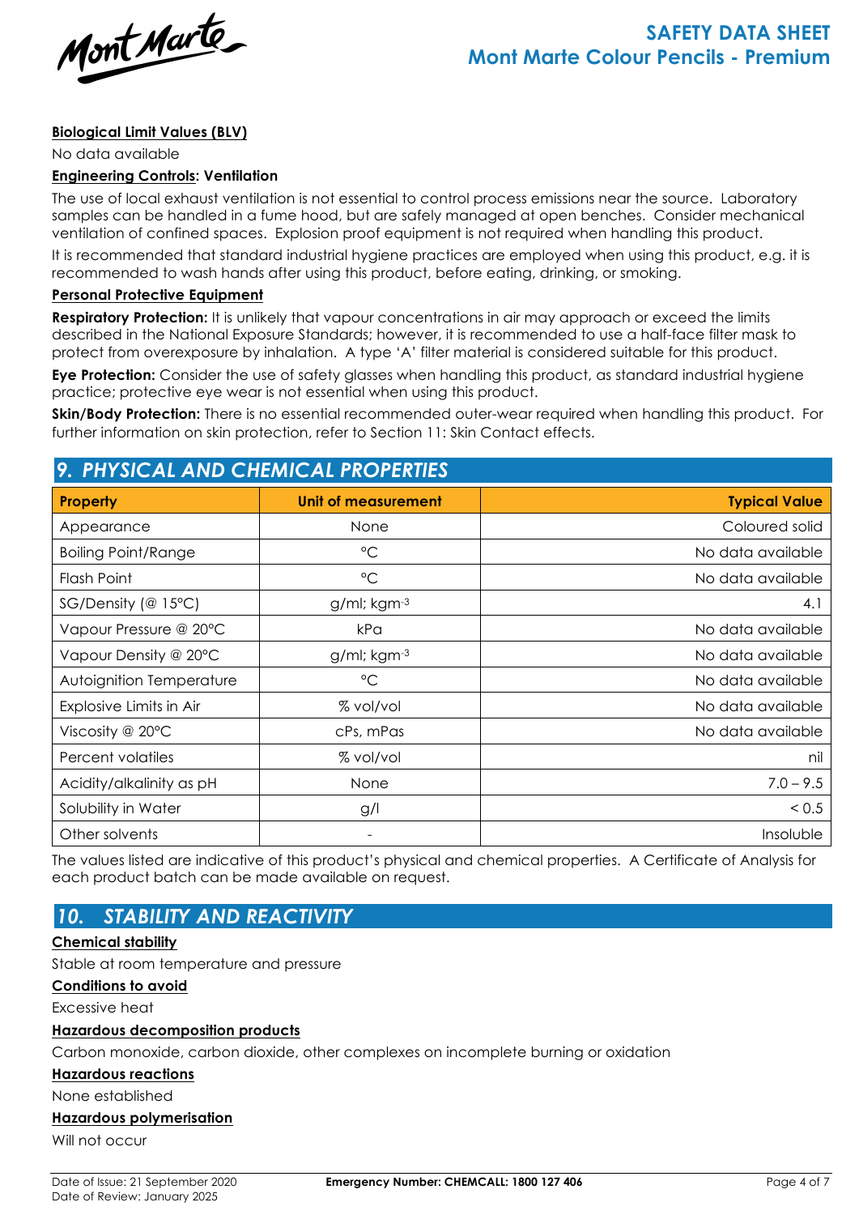**Biological Limit Values (BLV)**

No data available

**Engineering Controls: Ventilation**

The use of local exhaust ventilation is not essential to control process emissions near the source. Laboratory samples can be handled in a fume hood, but are safely managed at open benches. Consider mechanical ventilation of confined spaces. Explosion proof equipment is not required when handling this product.

It is recommended that standard industrial hygiene practices are employed when using this product, e.g. it is recommended to wash hands after using this product, before eating, drinking, or smoking.

**Personal Protective Equipment**

**Respiratory Protection:** It is unlikely that vapour concentrations in air may approach or exceed the limits described in the National Exposure Standards; however, it is recommended to use a half-face filter mask to protect from overexposure by inhalation. A type 'A' filter material is considered suitable for this product.

**Eye Protection:** Consider the use of safety glasses when handling this product, as standard industrial hygiene practice; protective eye wear is not essential when using this product.

**Skin/Body Protection:** There is no essential recommended outer-wear required when handling this product. For further information on skin protection, refer to Section 11: Skin Contact effects.

## 9. PHYSICAL AND CHEMICAL PROPERTIES

| Property | Unit of measurement | Typical Value |
|---|---|---|
| Appearance | None | Coloured solid |
| Boiling Point/Range | °C | No data available |
| Flash Point | °C | No data available |
| SG/Density (@ 15°C) | g/ml; $kgm^{-3}$ | 4.1 |
| Vapour Pressure @ 20°C | kPa | No data available |
| Vapour Density @ 20°C | g/ml; $kgm^{-3}$ | No data available |
| Autoignition Temperature | °C | No data available |
| Explosive Limits in Air | % vol/vol | No data available |
| Viscosity @ 20°C | cPs, mPas | No data available |
| Percent volatiles | % vol/vol | nil |
| Acidity/alkalinity as pH | None | 7.0 – 9.5 |
| Solubility in Water | g/l | < 0.5 |
| Other solvents | - | Insoluble |

The values listed are indicative of this product's physical and chemical properties. A Certificate of Analysis for each product batch can be made available on request.

## 10. STABILITY AND REACTIVITY

**Chemical stability**

Stable at room temperature and pressure

**Conditions to avoid**

Excessive heat

**Hazardous decomposition products**

Carbon monoxide, carbon dioxide, other complexes on incomplete burning or oxidation

**Hazardous reactions**

None established

**Hazardous polymerisation**

Will not occur

Date of Issue: 21 September 2020
Date of Review: January 2025

**Emergency Number: CHEMCALL: 1800 127 406**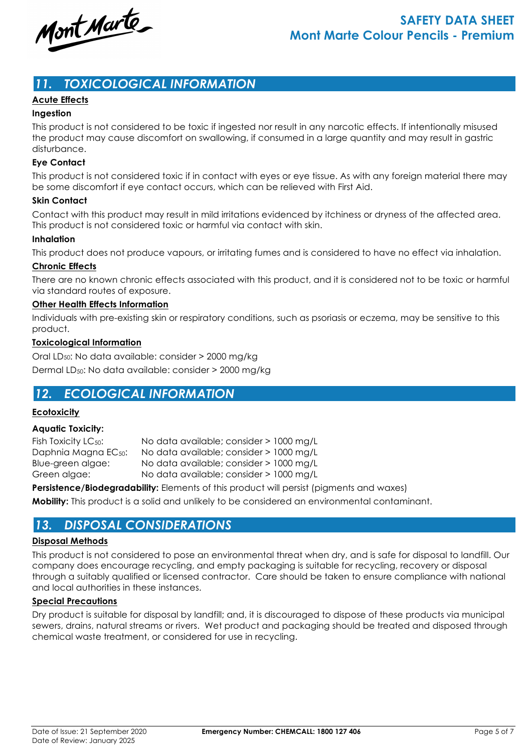## 11. TOXICOLOGICAL INFORMATION

**Acute Effects**

**Ingestion**

This product is not considered to be toxic if ingested nor result in any narcotic effects. If intentionally misused the product may cause discomfort on swallowing, if consumed in a large quantity and may result in gastric disturbance.

**Eye Contact**

This product is not considered toxic if in contact with eyes or eye tissue. As with any foreign material there may be some discomfort if eye contact occurs, which can be relieved with First Aid.

**Skin Contact**

Contact with this product may result in mild irritations evidenced by itchiness or dryness of the affected area. This product is not considered toxic or harmful via contact with skin.

**Inhalation**

This product does not produce vapours, or irritating fumes and is considered to have no effect via inhalation.

**Chronic Effects**

There are no known chronic effects associated with this product, and it is considered not to be toxic or harmful via standard routes of exposure.

**Other Health Effects Information**

Individuals with pre-existing skin or respiratory conditions, such as psoriasis or eczema, may be sensitive to this product.

**Toxicological Information**

Oral $LD_{50}$: No data available: consider > 2000 mg/kg

Dermal $LD_{50}$: No data available: consider > 2000 mg/kg

## 12. ECOLOGICAL INFORMATION

**Ecotoxicity**

**Aquatic Toxicity:**

| | |
|---|---|
| Fish Toxicity $LC_{50}$: | No data available; consider > 1000 mg/L |
| Daphnia Magna $EC_{50}$: | No data available; consider > 1000 mg/L |
| Blue-green algae: | No data available; consider > 1000 mg/L |
| Green algae: | No data available; consider > 1000 mg/L |

**Persistence/Biodegradability:** Elements of this product will persist (pigments and waxes)

**Mobility:** This product is a solid and unlikely to be considered an environmental contaminant.

## 13. DISPOSAL CONSIDERATIONS

**Disposal Methods**

This product is not considered to pose an environmental threat when dry, and is safe for disposal to landfill. Our company does encourage recycling, and empty packaging is suitable for recycling, recovery or disposal through a suitably qualified or licensed contractor. Care should be taken to ensure compliance with national and local authorities in these instances.

**Special Precautions**

Dry product is suitable for disposal by landfill; and, it is discouraged to dispose of these products via municipal sewers, drains, natural streams or rivers. Wet product and packaging should be treated and disposed through chemical waste treatment, or considered for use in recycling.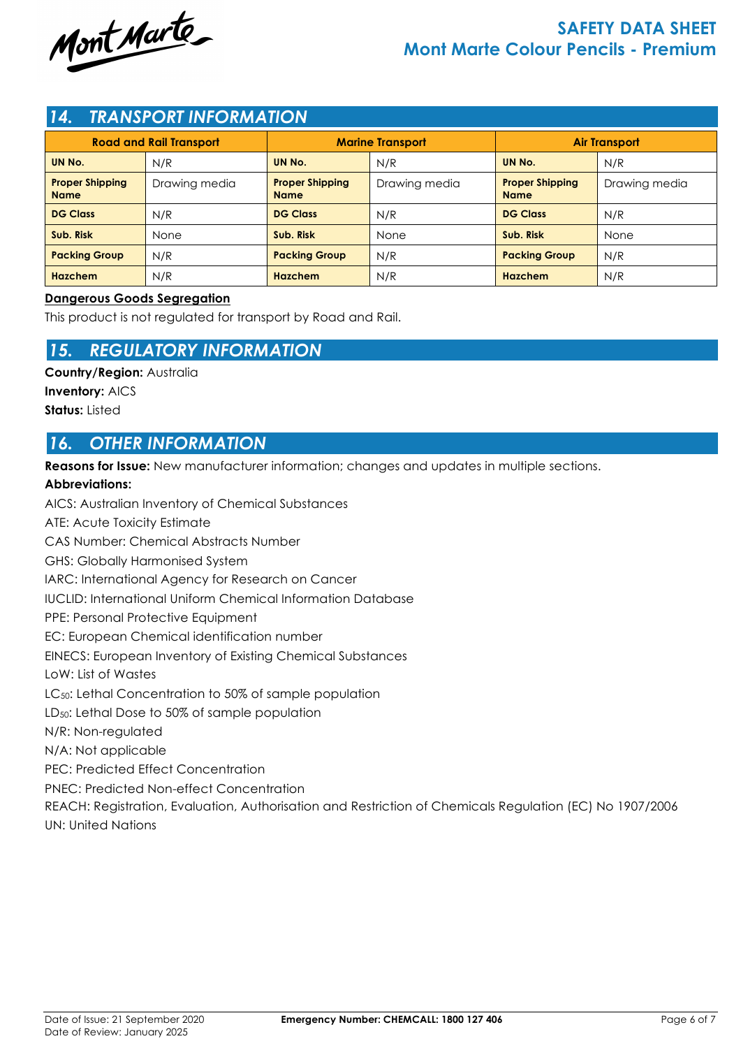## 14. TRANSPORT INFORMATION

| Road and Rail Transport | | Marine Transport | | Air Transport | |
|---|---|---|---|---|---|
| **UN No.** | N/R | **UN No.** | N/R | **UN No.** | N/R |
| **Proper Shipping Name** | Drawing media | **Proper Shipping Name** | Drawing media | **Proper Shipping Name** | Drawing media |
| **DG Class** | N/R | **DG Class** | N/R | **DG Class** | N/R |
| **Sub. Risk** | None | **Sub. Risk** | None | **Sub. Risk** | None |
| **Packing Group** | N/R | **Packing Group** | N/R | **Packing Group** | N/R |
| **Hazchem** | N/R | **Hazchem** | N/R | **Hazchem** | N/R |

**Dangerous Goods Segregation**

This product is not regulated for transport by Road and Rail.

## 15. REGULATORY INFORMATION

**Country/Region:** Australia

**Inventory:** AICS

**Status:** Listed

## 16. OTHER INFORMATION

**Reasons for Issue:** New manufacturer information; changes and updates in multiple sections.

**Abbreviations:**

AICS: Australian Inventory of Chemical Substances

ATE: Acute Toxicity Estimate

CAS Number: Chemical Abstracts Number

GHS: Globally Harmonised System

IARC: International Agency for Research on Cancer

IUCLID: International Uniform Chemical Information Database

PPE: Personal Protective Equipment

EC: European Chemical identification number

EINECS: European Inventory of Existing Chemical Substances

LoW: List of Wastes

$LC_{50}$: Lethal Concentration to 50% of sample population

$LD_{50}$: Lethal Dose to 50% of sample population

N/R: Non-regulated

N/A: Not applicable

PEC: Predicted Effect Concentration

PNEC: Predicted Non-effect Concentration

REACH: Registration, Evaluation, Authorisation and Restriction of Chemicals Regulation (EC) No 1907/2006

UN: United Nations

Date of Issue: 21 September 2020
Date of Review: January 2025

**Emergency Number: CHEMCALL: 1800 127 406**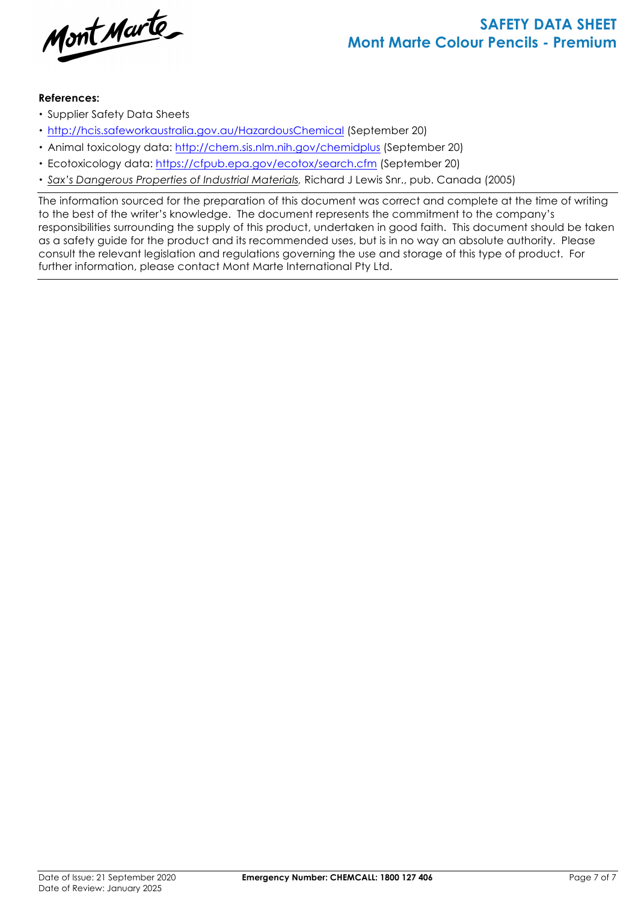**References:**

- Supplier Safety Data Sheets
- http://hcis.safeworkaustralia.gov.au/HazardousChemical (September 20)
- Animal toxicology data: http://chem.sis.nlm.nih.gov/chemidplus (September 20)
- Ecotoxicology data: https://cfpub.epa.gov/ecotox/search.cfm (September 20)
- *Sax's Dangerous Properties of Industrial Materials,* Richard J Lewis Snr., pub. Canada (2005)

The information sourced for the preparation of this document was correct and complete at the time of writing to the best of the writer's knowledge. The document represents the commitment to the company's responsibilities surrounding the supply of this product, undertaken in good faith. This document should be taken as a safety guide for the product and its recommended uses, but is in no way an absolute authority. Please consult the relevant legislation and regulations governing the use and storage of this type of product. For further information, please contact Mont Marte International Pty Ltd.